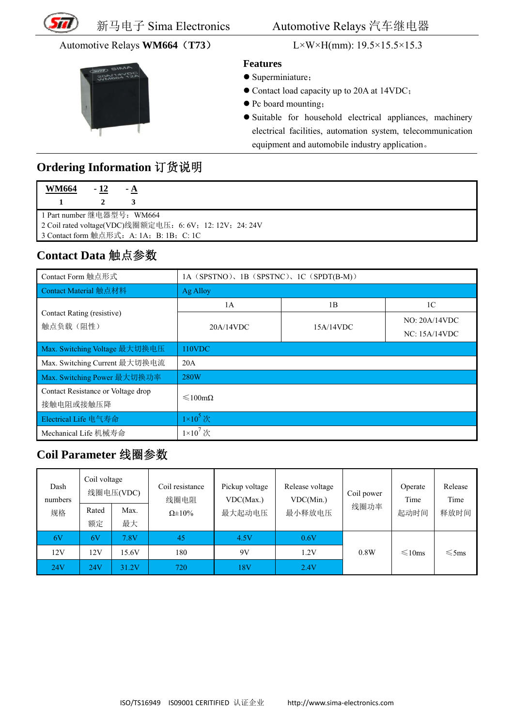新马电子 Sima Electronics　　　Automotive Relays 汽车继电器

Automotive Relays **WM664（T73）**　　　L×W×H(mm): 19.5×15.5×15.3

**Features**

- Superminiature;
- Contact load capacity up to 20A at 14VDC;
- Pc board mounting;
- Suitable for household electrical appliances, machinery electrical facilities, automation system, telecommunication equipment and automobile industry application。

## Ordering Information 订货说明

| WM664 | - 12 | - A |
|---|---|---|
| 1 | 2 | 3 |

1 Part number 继电器型号：WM664
2 Coil rated voltage(VDC)线圈额定电压：6: 6V；12: 12V；24: 24V
3 Contact form 触点形式：A: 1A；B: 1B；C: 1C

## Contact Data 触点参数

| Contact Form 触点形式 | 1A（SPSTNO）、1B（SPSTNC）、1C（SPDT(B-M)） | | |
|---|---|---|---|
| Contact Material 触点材料 | Ag Alloy | | |
| Contact Rating (resistive) 触点负载（阻性） | 1A | 1B | 1C |
| | 20A/14VDC | 15A/14VDC | NO: 20A/14VDC NC: 15A/14VDC |
| Max. Switching Voltage 最大切换电压 | 110VDC | | |
| Max. Switching Current 最大切换电流 | 20A | | |
| Max. Switching Power 最大切换功率 | 280W | | |
| Contact Resistance or Voltage drop 接触电阻或接触压降 | ≤100mΩ | | |
| Electrical Life 电气寿命 | $1\times10^5$ 次 | | |
| Mechanical Life 机械寿命 | $1\times10^7$ 次 | | |

## Coil Parameter 线圈参数

| Dash numbers 规格 | Coil voltage 线圈电压(VDC) | | Coil resistance 线圈电阻 Ω±10% | Pickup voltage VDC(Max.) 最大起动电压 | Release voltage VDC(Min.) 最小释放电压 | Coil power 线圈功率 | Operate Time 起动时间 | Release Time 释放时间 |
|---|---|---|---|---|---|---|---|---|
| | Rated 额定 | Max. 最大 | | | | | | |
| 6V | 6V | 7.8V | 45 | 4.5V | 0.6V | 0.8W | ≤10ms | ≤5ms |
| 12V | 12V | 15.6V | 180 | 9V | 1.2V | | | |
| 24V | 24V | 31.2V | 720 | 18V | 2.4V | | | |

ISO/TS16949　ISO9001 CERITIFIED 认证企业　　　http://www.sima-electronics.com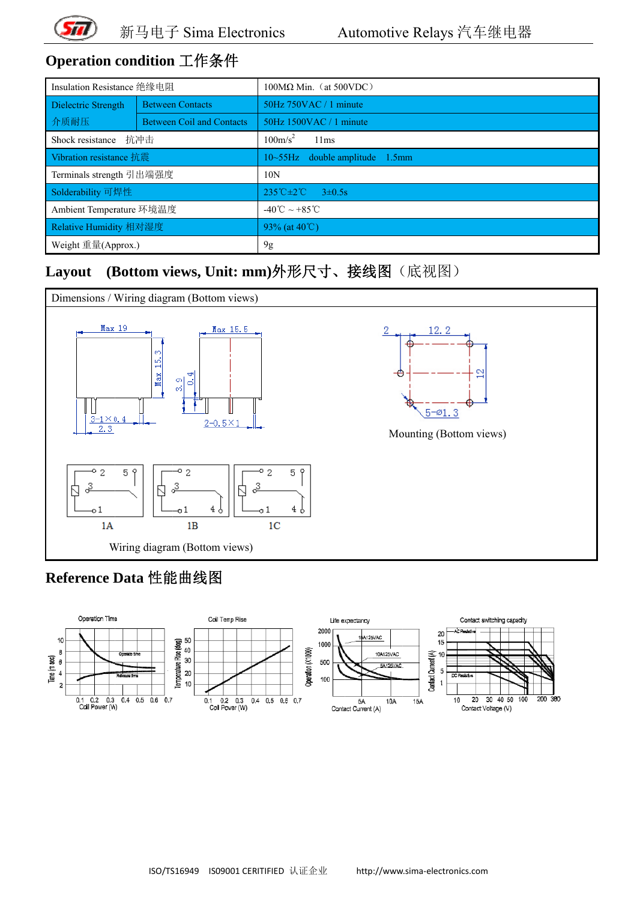## Operation condition 工作条件

| | | |
|---|---|---|
| Insulation Resistance 绝缘电阻 | | 100MΩ Min.（at 500VDC） |
| Dielectric Strength 介质耐压 | Between Contacts | 50Hz 750VAC / 1 minute |
| | Between Coil and Contacts | 50Hz 1500VAC / 1 minute |
| Shock resistance 抗冲击 | | 100m/s$^2$ 11ms |
| Vibration resistance 抗震 | | 10~55Hz double amplitude 1.5mm |
| Terminals strength 引出端强度 | | 10N |
| Solderability 可焊性 | | 235℃±2℃ 3±0.5s |
| Ambient Temperature 环境温度 | | -40℃ ~ +85℃ |
| Relative Humidity 相对湿度 | | 93% (at 40℃) |
| Weight 重量(Approx.) | | 9g |

## Layout (Bottom views, Unit: mm)外形尺寸、接线图（底视图）

Dimensions / Wiring diagram (Bottom views)

Max 19
Max 15.5
Max 15.3
3.9
0.4
3-1×0.4
2.3
2-0.5×1

2
12.2
12
5-ø1.3

Mounting (Bottom views)

2 5
3
1

1A

2
3
1 4

1B

2 5
3
1 4

1C

Wiring diagram (Bottom views)

## Reference Data 性能曲线图

Operation Time
Time (m sec)
10
8
6
4
2
Operate time
Release time
0.1 0.2 0.3 0.4 0.5 0.6 0.7
Coil Power (W)

Coil Temp Rise
Temperature Rise (deg)
50
40
30
20
10
0.1 0.2 0.3 0.4 0.5 0.6 0.7
Coil Power (W)

Life expectancy
Operation (X1000)
2000
1000
500
100
15A125VAC
10A125VAC
5A125VAC
5A 10A 15A
Contact Current (A)

Contact switching capacity
Contact Current (A)
20
15
10
5
1
AC Resistive
DC Resistive
10 20 30 40 50 100 200 380
Contact Voltage (V)